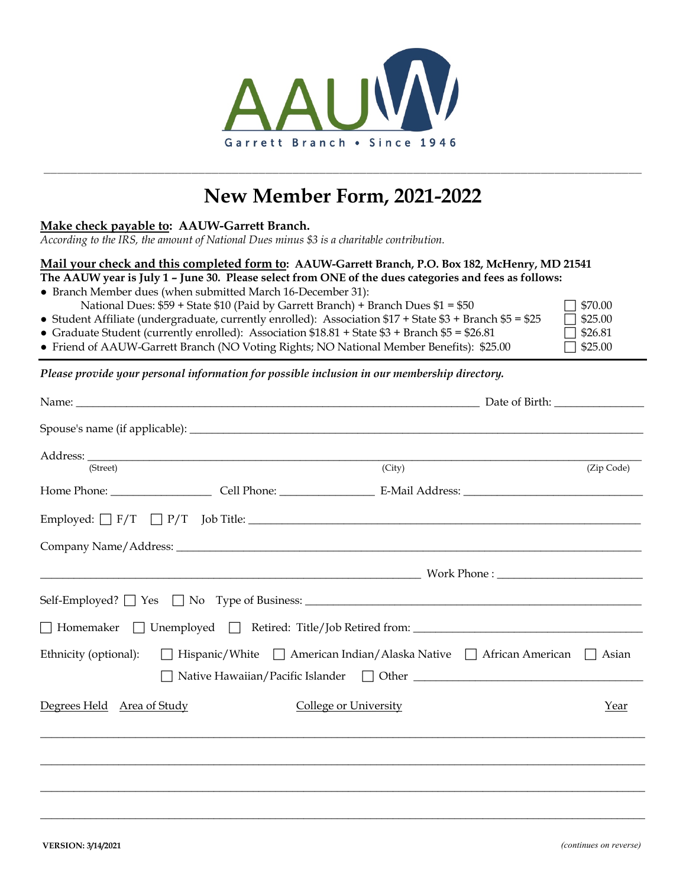AAUW

Garrett Branch • Since 1946

# New Member Form, 2021-2022

**Make check payable to: AAUW-Garrett Branch.**
*According to the IRS, the amount of National Dues minus $3 is a charitable contribution.*

**Mail your check and this completed form to: AAUW-Garrett Branch, P.O. Box 182, McHenry, MD 21541**
**The AAUW year is July 1 – June 30. Please select from ONE of the dues categories and fees as follows:**

- Branch Member dues (when submitted March 16-December 31):
  National Dues: $59 + State $10 (Paid by Garrett Branch) + Branch Dues $1 = $50 ☐ $70.00
- Student Affiliate (undergraduate, currently enrolled): Association $17 + State $3 + Branch $5 = $25 ☐ $25.00
- Graduate Student (currently enrolled): Association $18.81 + State $3 + Branch $5 = $26.81 ☐ $26.81
- Friend of AAUW-Garrett Branch (NO Voting Rights; NO National Member Benefits): $25.00 ☐ $25.00

***Please provide your personal information for possible inclusion in our membership directory.***

Name: ______________________________ Date of Birth: ______________

Spouse's name (if applicable): ______________________________

Address: ______________________________
(Street) (City) (Zip Code)

Home Phone: ______________ Cell Phone: ______________ E-Mail Address: ______________

Employed: ☐ F/T ☐ P/T Job Title: ______________________________

Company Name/Address: ______________________________

______________________________ Work Phone : ______________

Self-Employed? ☐ Yes ☐ No Type of Business: ______________________________

☐ Homemaker ☐ Unemployed ☐ Retired: Title/Job Retired from: ______________________________

Ethnicity (optional): ☐ Hispanic/White ☐ American Indian/Alaska Native ☐ African American ☐ Asian
☐ Native Hawaiian/Pacific Islander ☐ Other ______________________________

Degrees Held | Area of Study | College or University | Year

______________________________

______________________________

______________________________

______________________________

VERSION: 3/14/2021

*(continues on reverse)*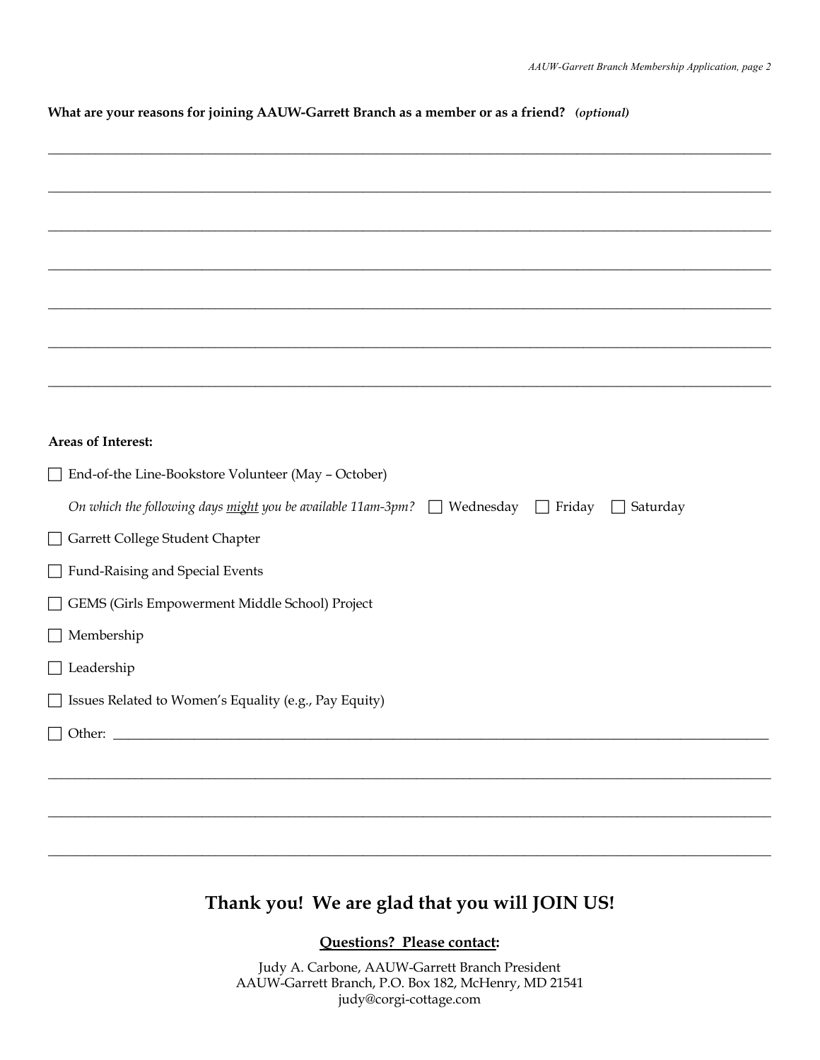**What are your reasons for joining AAUW-Garrett Branch as a member or as a friend?** ***(optional)***

______________________________________________________________________________

______________________________________________________________________________

______________________________________________________________________________

______________________________________________________________________________

______________________________________________________________________________

______________________________________________________________________________

______________________________________________________________________________

**Areas of Interest:**

☐ End-of-the Line-Bookstore Volunteer (May – October)

*On which the following days might you be available 11am-3pm?* ☐ Wednesday ☐ Friday ☐ Saturday

☐ Garrett College Student Chapter

☐ Fund-Raising and Special Events

☐ GEMS (Girls Empowerment Middle School) Project

☐ Membership

☐ Leadership

☐ Issues Related to Women's Equality (e.g., Pay Equity)

☐ Other: ______________________________________________________________________

______________________________________________________________________________

______________________________________________________________________________

______________________________________________________________________________

## Thank you! We are glad that you will JOIN US!

**Questions? Please contact:**

Judy A. Carbone, AAUW-Garrett Branch President
AAUW-Garrett Branch, P.O. Box 182, McHenry, MD 21541
judy@corgi-cottage.com